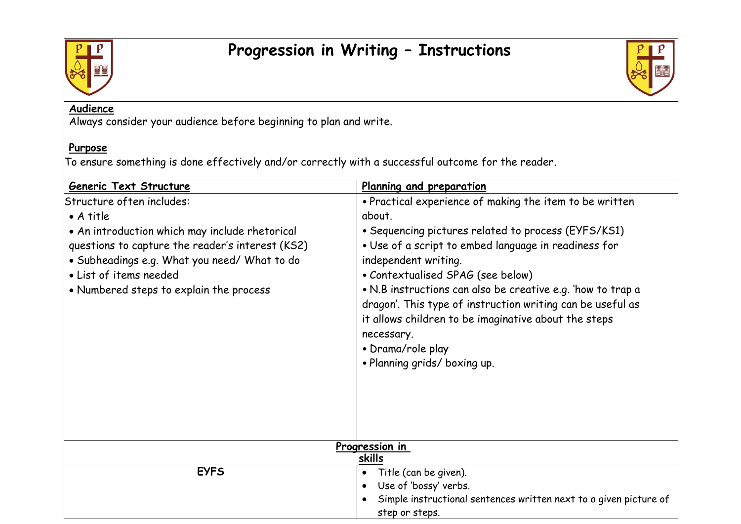# Progression in Writing – Instructions

**Audience**

Always consider your audience before beginning to plan and write.

**Purpose**

To ensure something is done effectively and/or correctly with a successful outcome for the reader.

| **Generic Text Structure** | **Planning and preparation** |
|---|---|
| Structure often includes:<br>• A title<br>• An introduction which may include rhetorical questions to capture the reader's interest (KS2)<br>• Subheadings e.g. What you need/ What to do<br>• List of items needed<br>• Numbered steps to explain the process | • Practical experience of making the item to be written about.<br>• Sequencing pictures related to process (EYFS/KS1)<br>• Use of a script to embed language in readiness for independent writing.<br>• Contextualised SPAG (see below)<br>• N.B instructions can also be creative e.g. 'how to trap a dragon'. This type of instruction writing can be useful as it allows children to be imaginative about the steps necessary.<br>• Drama/role play<br>• Planning grids/ boxing up. |

**Progression in skills**

| | |
|---|---|
| **EYFS** | • Title (can be given).<br>• Use of 'bossy' verbs.<br>• Simple instructional sentences written next to a given picture of step or steps. |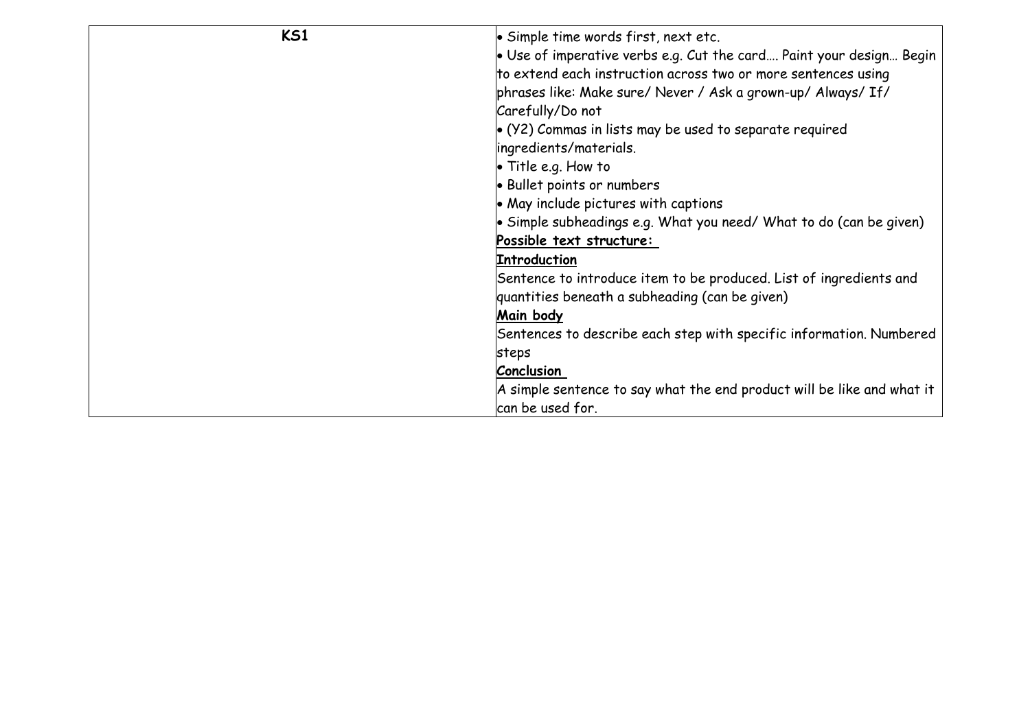| KS1 | • Simple time words first, next etc.<br>• Use of imperative verbs e.g. Cut the card…. Paint your design… Begin to extend each instruction across two or more sentences using phrases like: Make sure/ Never / Ask a grown-up/ Always/ If/ Carefully/Do not<br>• (Y2) Commas in lists may be used to separate required ingredients/materials.<br>• Title e.g. How to<br>• Bullet points or numbers<br>• May include pictures with captions<br>• Simple subheadings e.g. What you need/ What to do (can be given)<br>**Possible text structure:**<br>**Introduction**<br>Sentence to introduce item to be produced. List of ingredients and quantities beneath a subheading (can be given)<br>**Main body**<br>Sentences to describe each step with specific information. Numbered steps<br>**Conclusion**<br>A simple sentence to say what the end product will be like and what it can be used for. |
|---|---|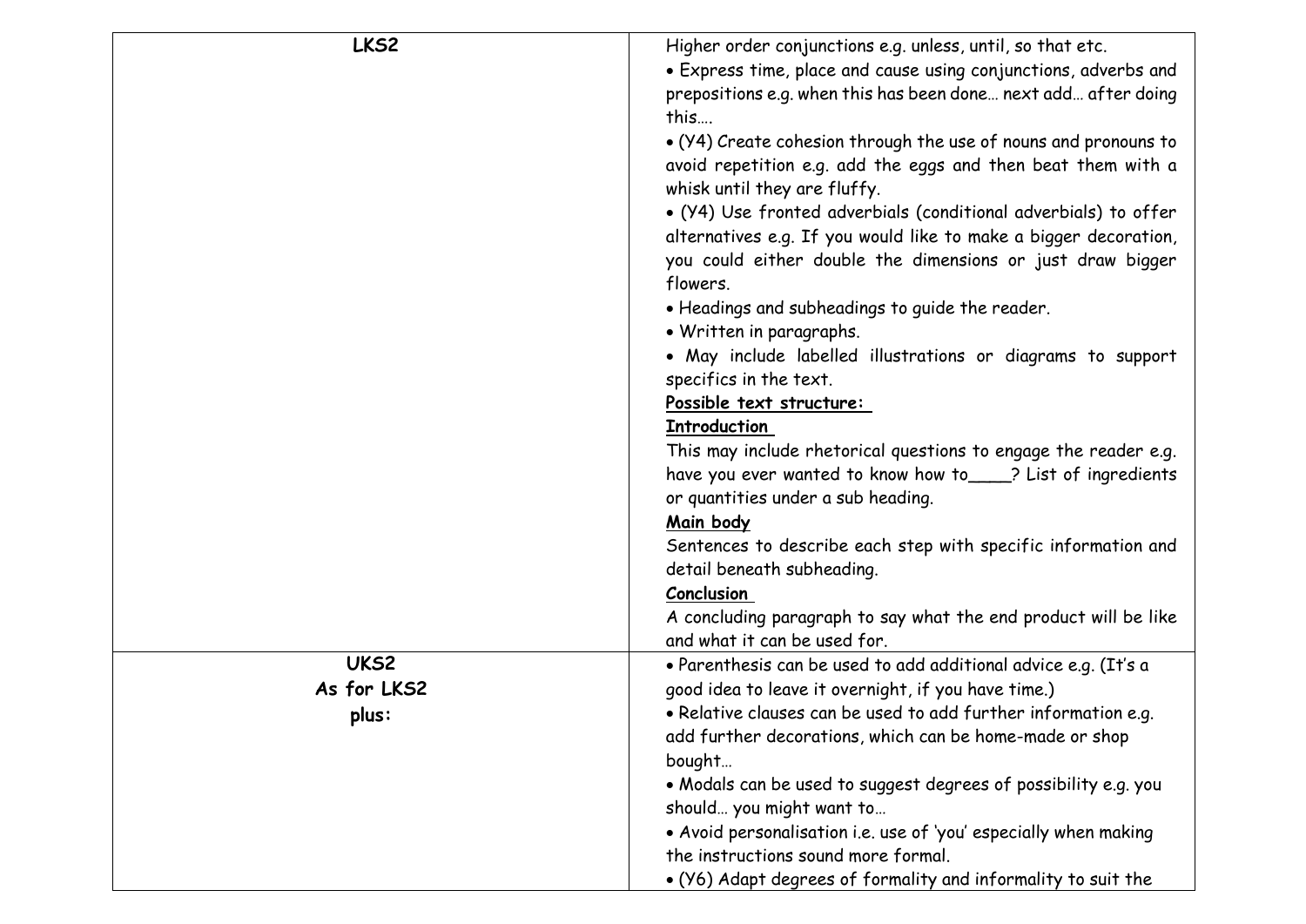| | |
|---|---|
| **LKS2** | Higher order conjunctions e.g. unless, until, so that etc.<br>• Express time, place and cause using conjunctions, adverbs and prepositions e.g. when this has been done… next add… after doing this….<br>• (Y4) Create cohesion through the use of nouns and pronouns to avoid repetition e.g. add the eggs and then beat them with a whisk until they are fluffy.<br>• (Y4) Use fronted adverbials (conditional adverbials) to offer alternatives e.g. If you would like to make a bigger decoration, you could either double the dimensions or just draw bigger flowers.<br>• Headings and subheadings to guide the reader.<br>• Written in paragraphs.<br>• May include labelled illustrations or diagrams to support specifics in the text.<br>**<u>Possible text structure:</u>**<br>**<u>Introduction</u>**<br>This may include rhetorical questions to engage the reader e.g. have you ever wanted to know how to____? List of ingredients or quantities under a sub heading.<br>**<u>Main body</u>**<br>Sentences to describe each step with specific information and detail beneath subheading.<br>**<u>Conclusion</u>**<br>A concluding paragraph to say what the end product will be like and what it can be used for. |
| **UKS2**<br>**As for LKS2**<br>**plus:** | • Parenthesis can be used to add additional advice e.g. (It's a good idea to leave it overnight, if you have time.)<br>• Relative clauses can be used to add further information e.g. add further decorations, which can be home-made or shop bought…<br>• Modals can be used to suggest degrees of possibility e.g. you should… you might want to…<br>• Avoid personalisation i.e. use of 'you' especially when making the instructions sound more formal.<br>• (Y6) Adapt degrees of formality and informality to suit the |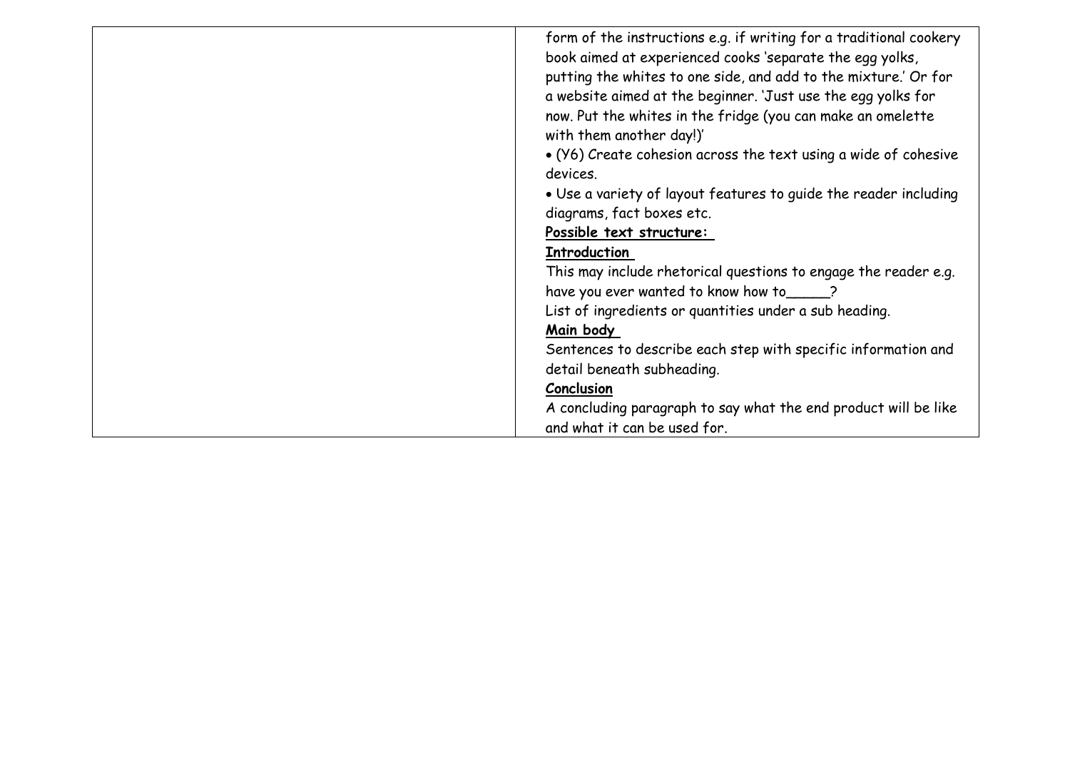| | |
|---|---|
| | form of the instructions e.g. if writing for a traditional cookery book aimed at experienced cooks 'separate the egg yolks, putting the whites to one side, and add to the mixture.' Or for a website aimed at the beginner. 'Just use the egg yolks for now. Put the whites in the fridge (you can make an omelette with them another day!)'<br>• (Y6) Create cohesion across the text using a wide of cohesive devices.<br>• Use a variety of layout features to guide the reader including diagrams, fact boxes etc.<br>**<u>Possible text structure:</u>**<br>**<u>Introduction</u>**<br>This may include rhetorical questions to engage the reader e.g. have you ever wanted to know how to_____?<br>List of ingredients or quantities under a sub heading.<br>**<u>Main body</u>**<br>Sentences to describe each step with specific information and detail beneath subheading.<br>**<u>Conclusion</u>**<br>A concluding paragraph to say what the end product will be like and what it can be used for. |